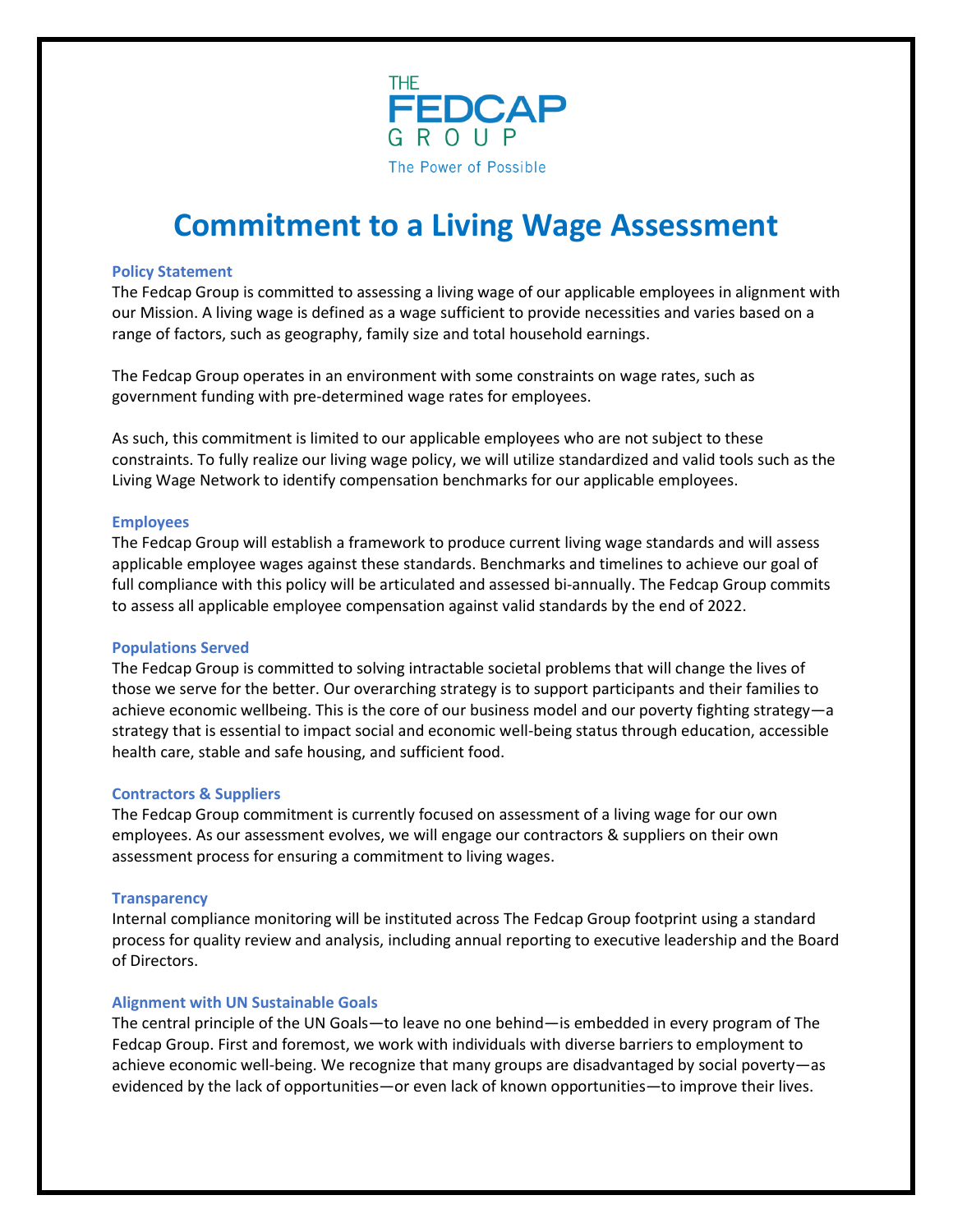THE FEDCAP GROUP

The Power of Possible

# Commitment to a Living Wage Assessment

### Policy Statement

The Fedcap Group is committed to assessing a living wage of our applicable employees in alignment with our Mission. A living wage is defined as a wage sufficient to provide necessities and varies based on a range of factors, such as geography, family size and total household earnings.

The Fedcap Group operates in an environment with some constraints on wage rates, such as government funding with pre-determined wage rates for employees.

As such, this commitment is limited to our applicable employees who are not subject to these constraints. To fully realize our living wage policy, we will utilize standardized and valid tools such as the Living Wage Network to identify compensation benchmarks for our applicable employees.

### Employees

The Fedcap Group will establish a framework to produce current living wage standards and will assess applicable employee wages against these standards. Benchmarks and timelines to achieve our goal of full compliance with this policy will be articulated and assessed bi-annually. The Fedcap Group commits to assess all applicable employee compensation against valid standards by the end of 2022.

### Populations Served

The Fedcap Group is committed to solving intractable societal problems that will change the lives of those we serve for the better. Our overarching strategy is to support participants and their families to achieve economic wellbeing. This is the core of our business model and our poverty fighting strategy—a strategy that is essential to impact social and economic well-being status through education, accessible health care, stable and safe housing, and sufficient food.

### Contractors & Suppliers

The Fedcap Group commitment is currently focused on assessment of a living wage for our own employees. As our assessment evolves, we will engage our contractors & suppliers on their own assessment process for ensuring a commitment to living wages.

### Transparency

Internal compliance monitoring will be instituted across The Fedcap Group footprint using a standard process for quality review and analysis, including annual reporting to executive leadership and the Board of Directors.

### Alignment with UN Sustainable Goals

The central principle of the UN Goals—to leave no one behind—is embedded in every program of The Fedcap Group. First and foremost, we work with individuals with diverse barriers to employment to achieve economic well-being. We recognize that many groups are disadvantaged by social poverty—as evidenced by the lack of opportunities—or even lack of known opportunities—to improve their lives.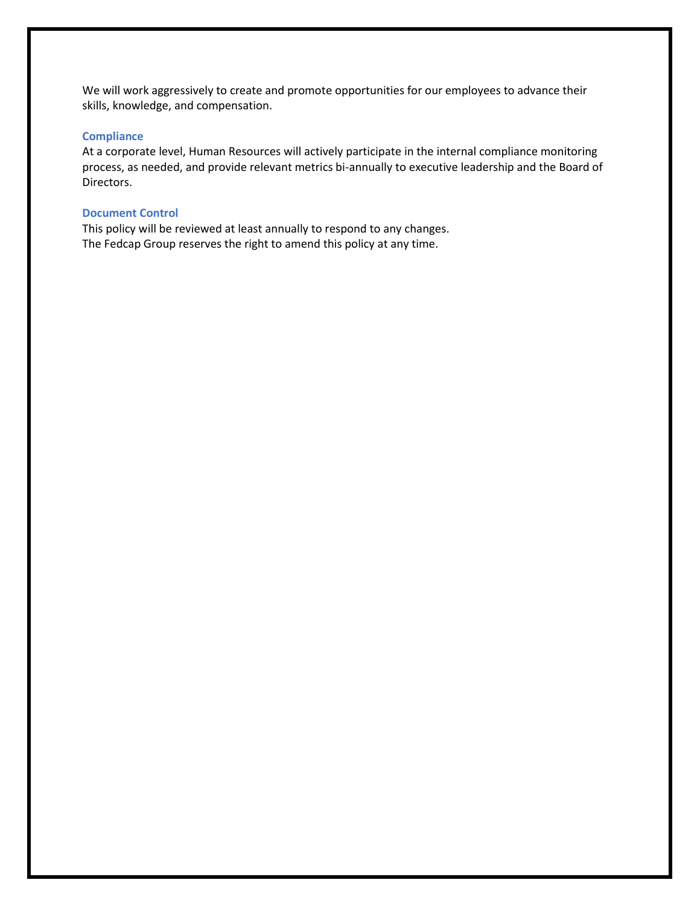We will work aggressively to create and promote opportunities for our employees to advance their skills, knowledge, and compensation.

### Compliance

At a corporate level, Human Resources will actively participate in the internal compliance monitoring process, as needed, and provide relevant metrics bi-annually to executive leadership and the Board of Directors.

### Document Control

This policy will be reviewed at least annually to respond to any changes.
The Fedcap Group reserves the right to amend this policy at any time.